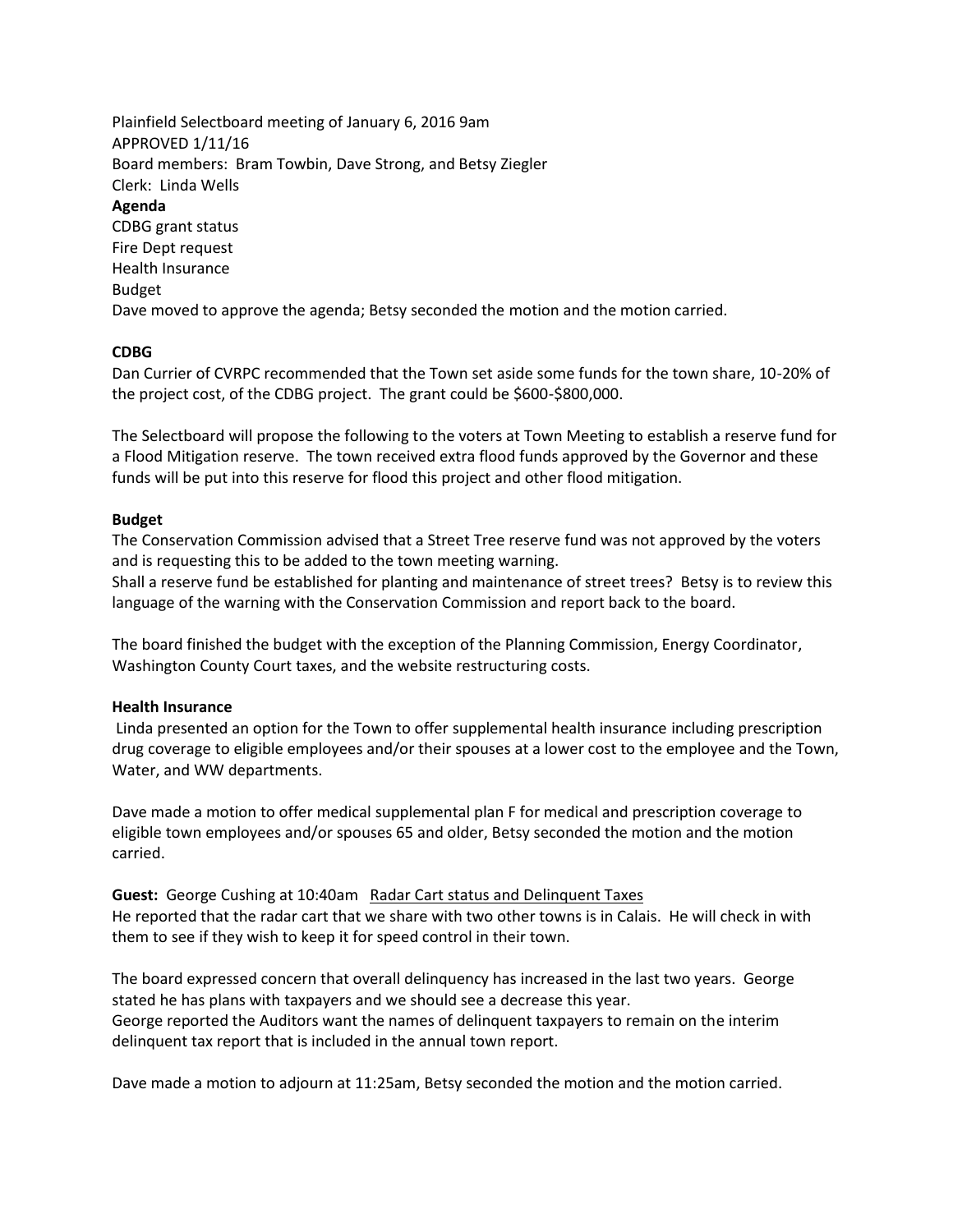Plainfield Selectboard meeting of January 6, 2016 9am
APPROVED 1/11/16
Board members: Bram Towbin, Dave Strong, and Betsy Ziegler
Clerk: Linda Wells

**Agenda**

CDBG grant status
Fire Dept request
Health Insurance
Budget
Dave moved to approve the agenda; Betsy seconded the motion and the motion carried.

**CDBG**

Dan Currier of CVRPC recommended that the Town set aside some funds for the town share, 10-20% of the project cost, of the CDBG project. The grant could be $600-$800,000.

The Selectboard will propose the following to the voters at Town Meeting to establish a reserve fund for a Flood Mitigation reserve. The town received extra flood funds approved by the Governor and these funds will be put into this reserve for flood this project and other flood mitigation.

**Budget**

The Conservation Commission advised that a Street Tree reserve fund was not approved by the voters and is requesting this to be added to the town meeting warning.
Shall a reserve fund be established for planting and maintenance of street trees? Betsy is to review this language of the warning with the Conservation Commission and report back to the board.

The board finished the budget with the exception of the Planning Commission, Energy Coordinator, Washington County Court taxes, and the website restructuring costs.

**Health Insurance**

Linda presented an option for the Town to offer supplemental health insurance including prescription drug coverage to eligible employees and/or their spouses at a lower cost to the employee and the Town, Water, and WW departments.

Dave made a motion to offer medical supplemental plan F for medical and prescription coverage to eligible town employees and/or spouses 65 and older, Betsy seconded the motion and the motion carried.

**Guest:** George Cushing at 10:40am <u>Radar Cart status and Delinquent Taxes</u>
He reported that the radar cart that we share with two other towns is in Calais. He will check in with them to see if they wish to keep it for speed control in their town.

The board expressed concern that overall delinquency has increased in the last two years. George stated he has plans with taxpayers and we should see a decrease this year.
George reported the Auditors want the names of delinquent taxpayers to remain on the interim delinquent tax report that is included in the annual town report.

Dave made a motion to adjourn at 11:25am, Betsy seconded the motion and the motion carried.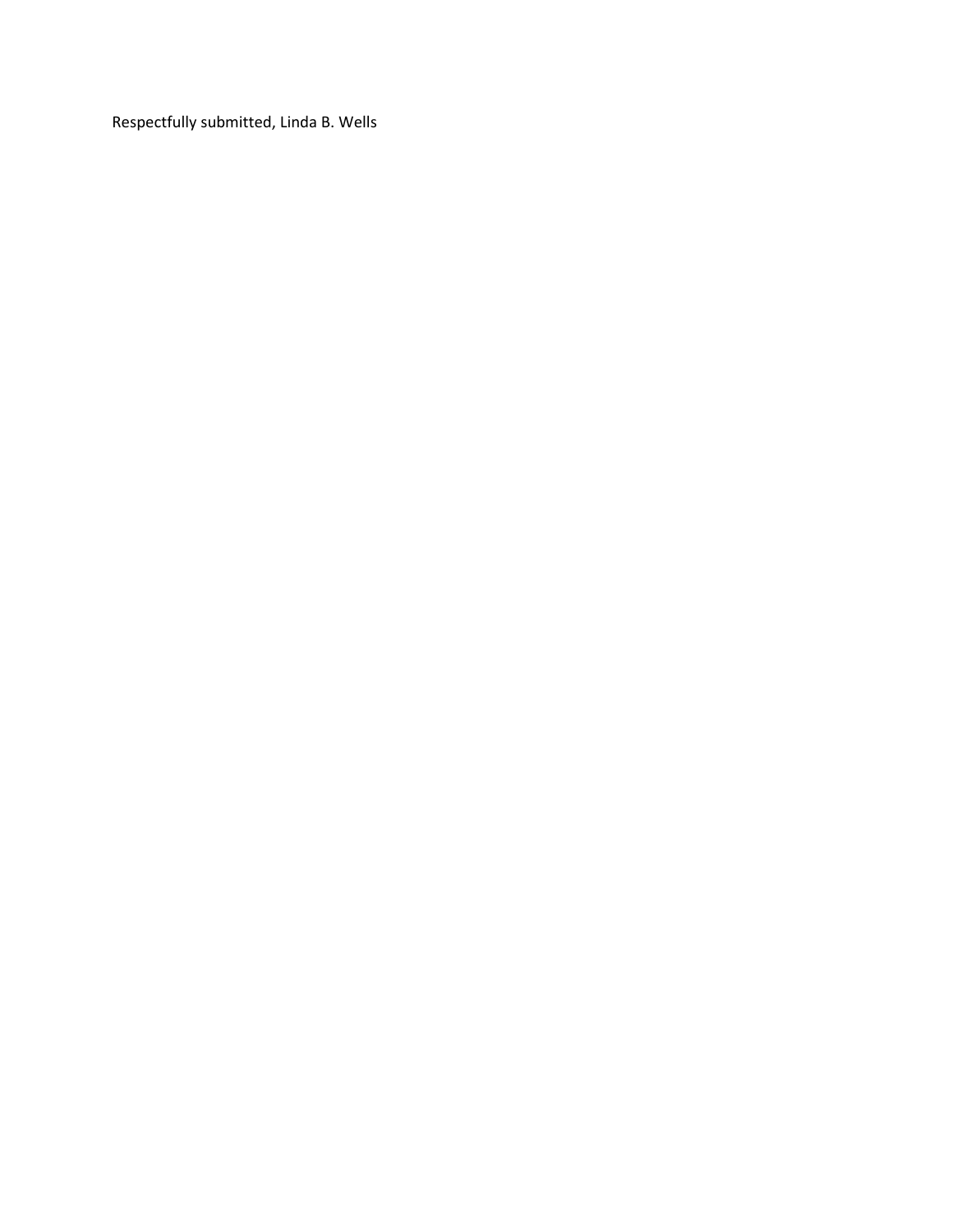Respectfully submitted, Linda B. Wells